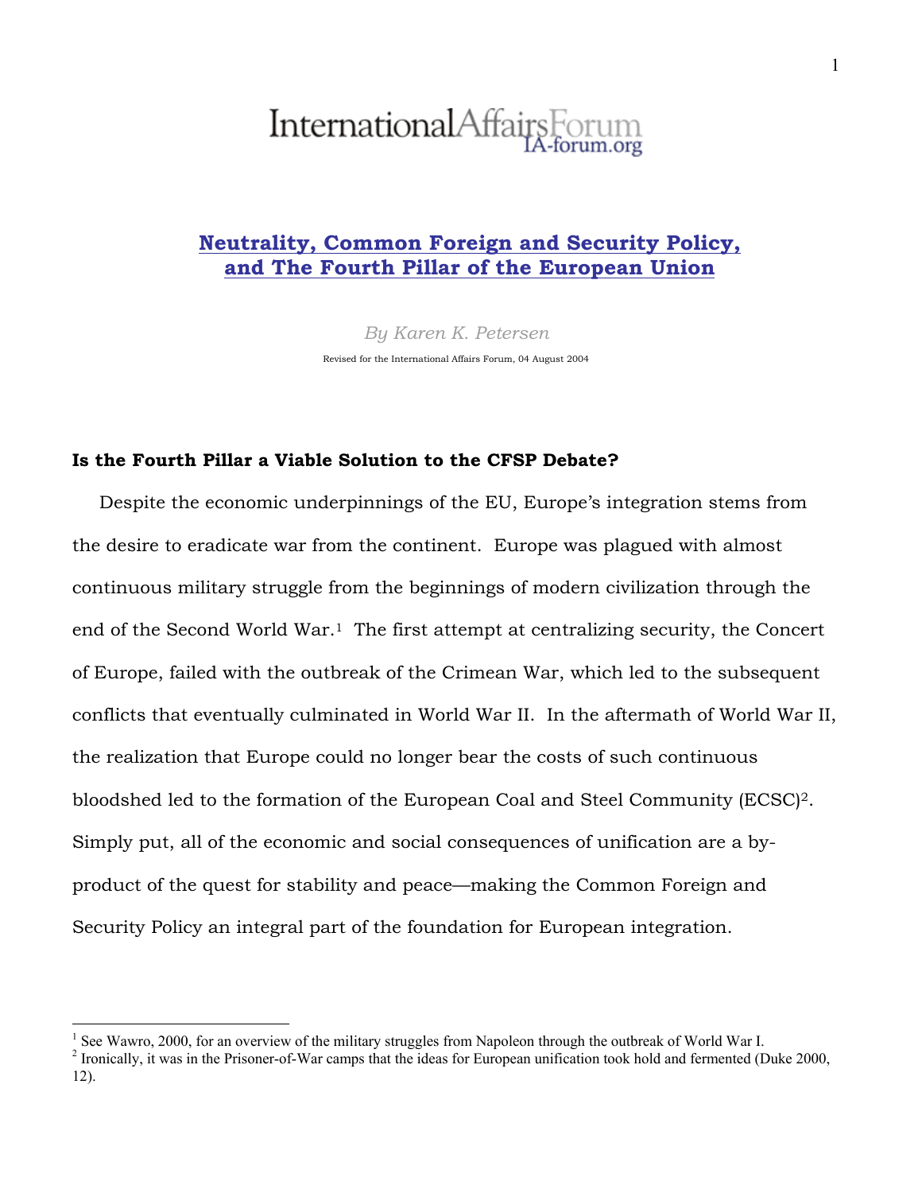International Affairs Forum
IA-forum.org

# Neutrality, Common Foreign and Security Policy, and The Fourth Pillar of the European Union

*By Karen K. Petersen*

Revised for the International Affairs Forum, 04 August 2004

## Is the Fourth Pillar a Viable Solution to the CFSP Debate?

Despite the economic underpinnings of the EU, Europe's integration stems from the desire to eradicate war from the continent. Europe was plagued with almost continuous military struggle from the beginnings of modern civilization through the end of the Second World War.[1] The first attempt at centralizing security, the Concert of Europe, failed with the outbreak of the Crimean War, which led to the subsequent conflicts that eventually culminated in World War II. In the aftermath of World War II, the realization that Europe could no longer bear the costs of such continuous bloodshed led to the formation of the European Coal and Steel Community (ECSC)[2]. Simply put, all of the economic and social consequences of unification are a by-product of the quest for stability and peace—making the Common Foreign and Security Policy an integral part of the foundation for European integration.

---

[1] See Wawro, 2000, for an overview of the military struggles from Napoleon through the outbreak of World War I.

[2] Ironically, it was in the Prisoner-of-War camps that the ideas for European unification took hold and fermented (Duke 2000, 12).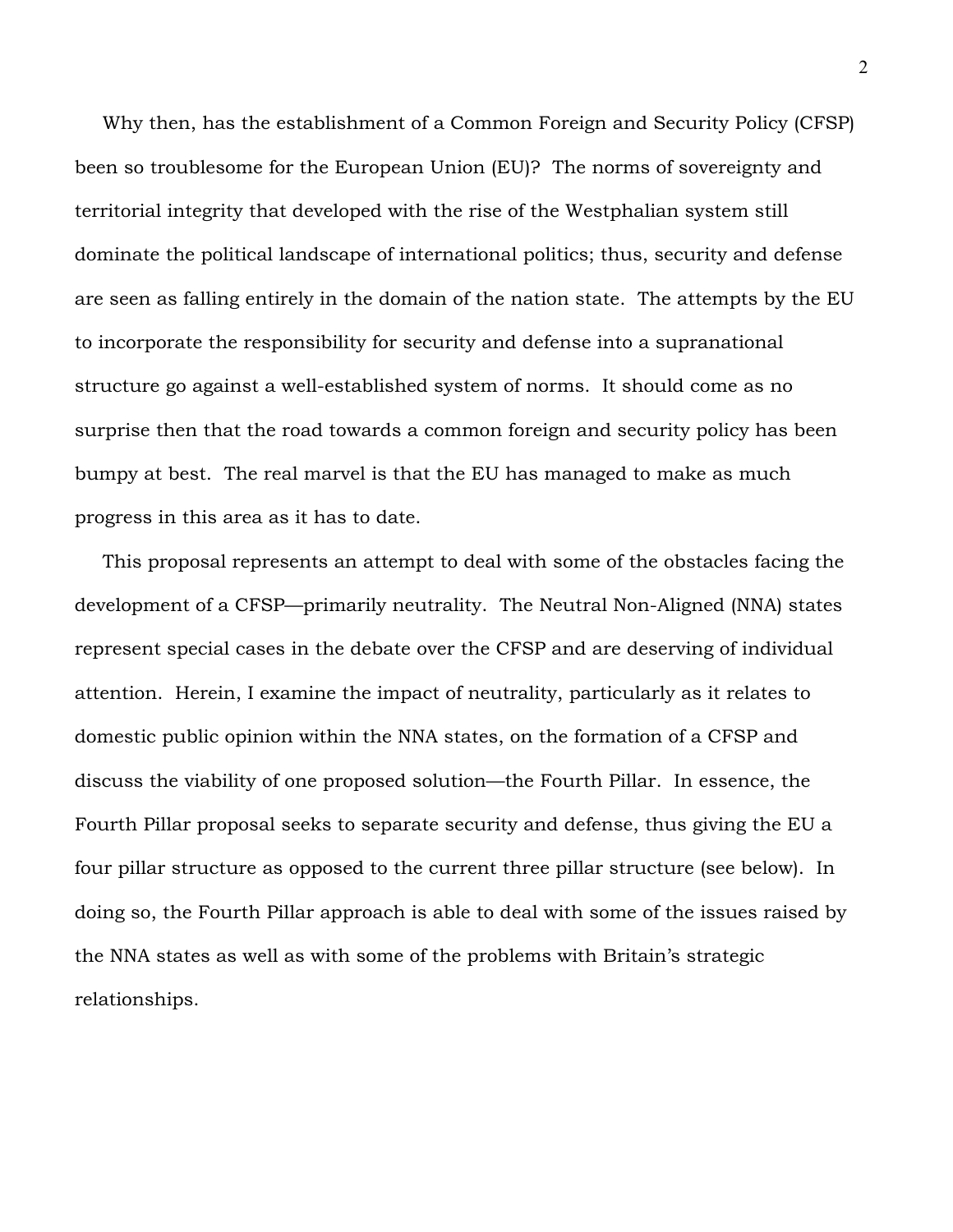Why then, has the establishment of a Common Foreign and Security Policy (CFSP) been so troublesome for the European Union (EU)? The norms of sovereignty and territorial integrity that developed with the rise of the Westphalian system still dominate the political landscape of international politics; thus, security and defense are seen as falling entirely in the domain of the nation state. The attempts by the EU to incorporate the responsibility for security and defense into a supranational structure go against a well-established system of norms. It should come as no surprise then that the road towards a common foreign and security policy has been bumpy at best. The real marvel is that the EU has managed to make as much progress in this area as it has to date.

This proposal represents an attempt to deal with some of the obstacles facing the development of a CFSP—primarily neutrality. The Neutral Non-Aligned (NNA) states represent special cases in the debate over the CFSP and are deserving of individual attention. Herein, I examine the impact of neutrality, particularly as it relates to domestic public opinion within the NNA states, on the formation of a CFSP and discuss the viability of one proposed solution—the Fourth Pillar. In essence, the Fourth Pillar proposal seeks to separate security and defense, thus giving the EU a four pillar structure as opposed to the current three pillar structure (see below). In doing so, the Fourth Pillar approach is able to deal with some of the issues raised by the NNA states as well as with some of the problems with Britain's strategic relationships.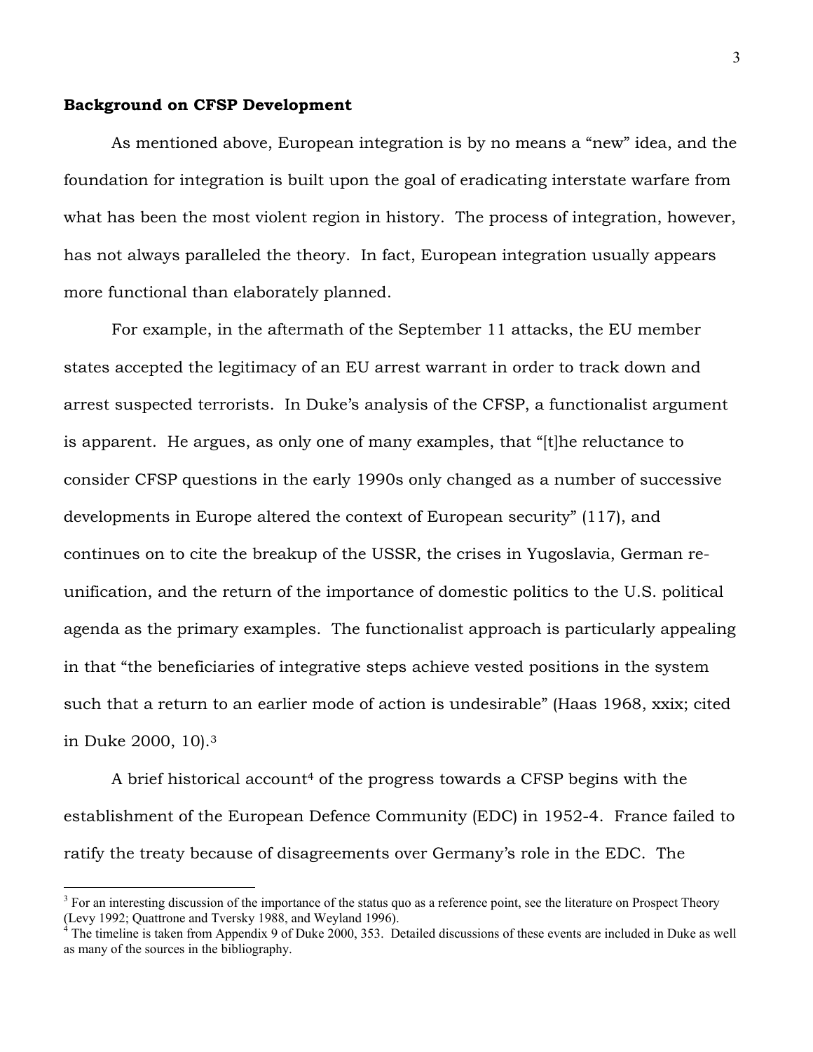**Background on CFSP Development**

As mentioned above, European integration is by no means a "new" idea, and the foundation for integration is built upon the goal of eradicating interstate warfare from what has been the most violent region in history. The process of integration, however, has not always paralleled the theory. In fact, European integration usually appears more functional than elaborately planned.

For example, in the aftermath of the September 11 attacks, the EU member states accepted the legitimacy of an EU arrest warrant in order to track down and arrest suspected terrorists. In Duke's analysis of the CFSP, a functionalist argument is apparent. He argues, as only one of many examples, that "[t]he reluctance to consider CFSP questions in the early 1990s only changed as a number of successive developments in Europe altered the context of European security" (117), and continues on to cite the breakup of the USSR, the crises in Yugoslavia, German re-unification, and the return of the importance of domestic politics to the U.S. political agenda as the primary examples. The functionalist approach is particularly appealing in that "the beneficiaries of integrative steps achieve vested positions in the system such that a return to an earlier mode of action is undesirable" (Haas 1968, xxix; cited in Duke 2000, 10).[3]

A brief historical account[4] of the progress towards a CFSP begins with the establishment of the European Defence Community (EDC) in 1952-4. France failed to ratify the treaty because of disagreements over Germany's role in the EDC. The

---

[3] For an interesting discussion of the importance of the status quo as a reference point, see the literature on Prospect Theory (Levy 1992; Quattrone and Tversky 1988, and Weyland 1996).

[4] The timeline is taken from Appendix 9 of Duke 2000, 353. Detailed discussions of these events are included in Duke as well as many of the sources in the bibliography.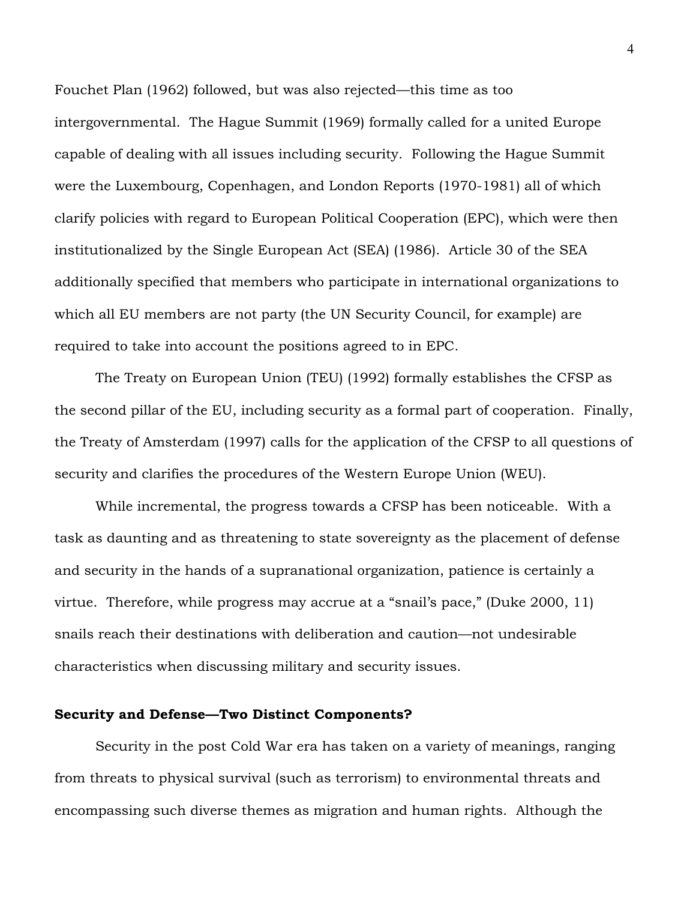Fouchet Plan (1962) followed, but was also rejected—this time as too intergovernmental. The Hague Summit (1969) formally called for a united Europe capable of dealing with all issues including security. Following the Hague Summit were the Luxembourg, Copenhagen, and London Reports (1970-1981) all of which clarify policies with regard to European Political Cooperation (EPC), which were then institutionalized by the Single European Act (SEA) (1986). Article 30 of the SEA additionally specified that members who participate in international organizations to which all EU members are not party (the UN Security Council, for example) are required to take into account the positions agreed to in EPC.

The Treaty on European Union (TEU) (1992) formally establishes the CFSP as the second pillar of the EU, including security as a formal part of cooperation. Finally, the Treaty of Amsterdam (1997) calls for the application of the CFSP to all questions of security and clarifies the procedures of the Western Europe Union (WEU).

While incremental, the progress towards a CFSP has been noticeable. With a task as daunting and as threatening to state sovereignty as the placement of defense and security in the hands of a supranational organization, patience is certainly a virtue. Therefore, while progress may accrue at a "snail's pace," (Duke 2000, 11) snails reach their destinations with deliberation and caution—not undesirable characteristics when discussing military and security issues.

### Security and Defense—Two Distinct Components?

Security in the post Cold War era has taken on a variety of meanings, ranging from threats to physical survival (such as terrorism) to environmental threats and encompassing such diverse themes as migration and human rights. Although the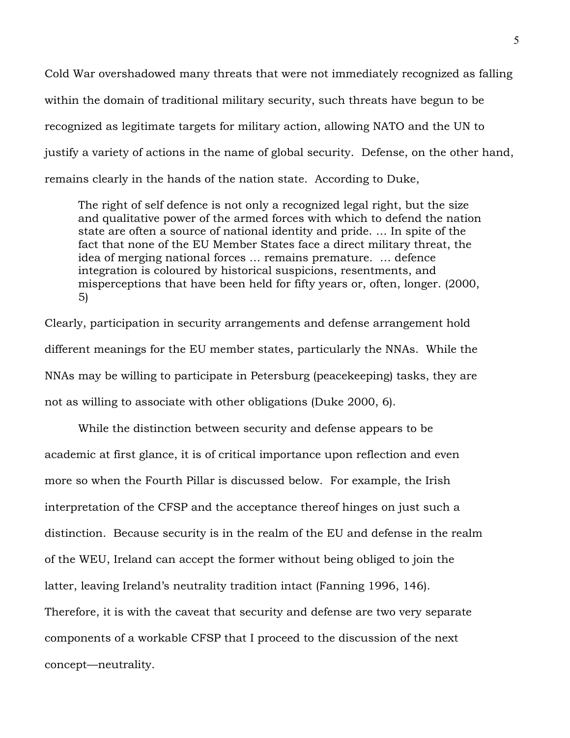Cold War overshadowed many threats that were not immediately recognized as falling within the domain of traditional military security, such threats have begun to be recognized as legitimate targets for military action, allowing NATO and the UN to justify a variety of actions in the name of global security. Defense, on the other hand, remains clearly in the hands of the nation state. According to Duke,

> The right of self defence is not only a recognized legal right, but the size and qualitative power of the armed forces with which to defend the nation state are often a source of national identity and pride. … In spite of the fact that none of the EU Member States face a direct military threat, the idea of merging national forces … remains premature. … defence integration is coloured by historical suspicions, resentments, and misperceptions that have been held for fifty years or, often, longer. (2000, 5)

Clearly, participation in security arrangements and defense arrangement hold different meanings for the EU member states, particularly the NNAs. While the NNAs may be willing to participate in Petersburg (peacekeeping) tasks, they are not as willing to associate with other obligations (Duke 2000, 6).

While the distinction between security and defense appears to be academic at first glance, it is of critical importance upon reflection and even more so when the Fourth Pillar is discussed below. For example, the Irish interpretation of the CFSP and the acceptance thereof hinges on just such a distinction. Because security is in the realm of the EU and defense in the realm of the WEU, Ireland can accept the former without being obliged to join the latter, leaving Ireland's neutrality tradition intact (Fanning 1996, 146). Therefore, it is with the caveat that security and defense are two very separate components of a workable CFSP that I proceed to the discussion of the next concept—neutrality.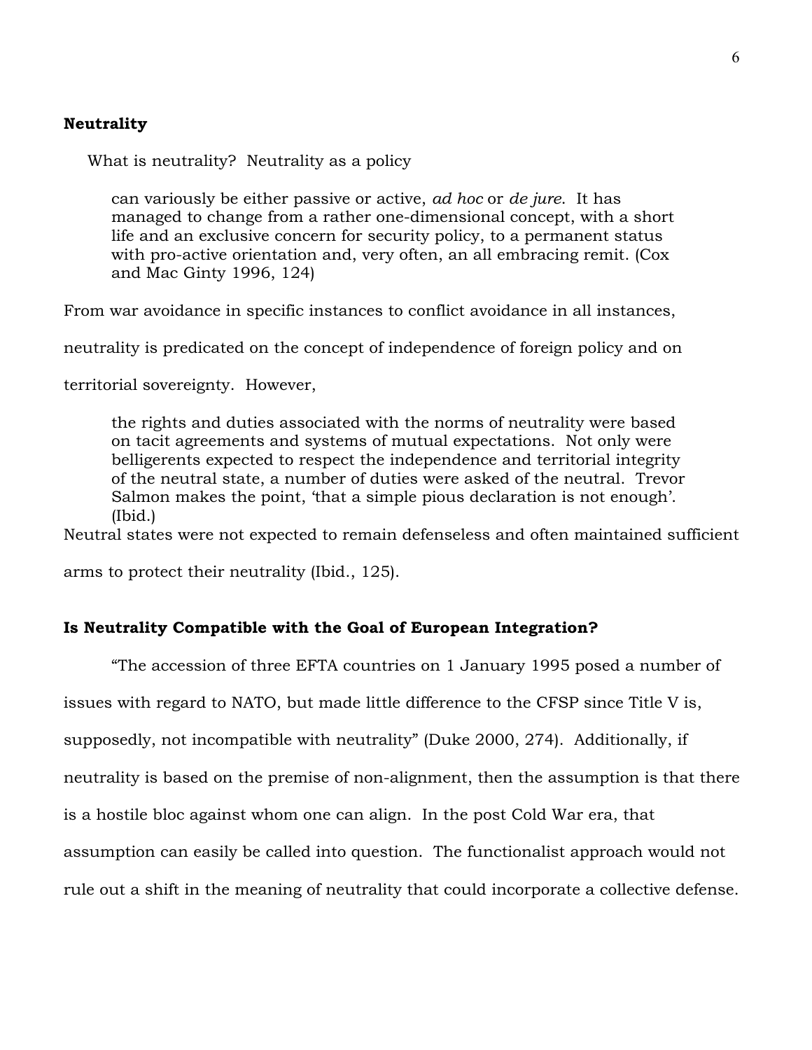**Neutrality**

What is neutrality? Neutrality as a policy

> can variously be either passive or active, *ad hoc* or *de jure*. It has managed to change from a rather one-dimensional concept, with a short life and an exclusive concern for security policy, to a permanent status with pro-active orientation and, very often, an all embracing remit. (Cox and Mac Ginty 1996, 124)

From war avoidance in specific instances to conflict avoidance in all instances, neutrality is predicated on the concept of independence of foreign policy and on territorial sovereignty. However,

> the rights and duties associated with the norms of neutrality were based on tacit agreements and systems of mutual expectations. Not only were belligerents expected to respect the independence and territorial integrity of the neutral state, a number of duties were asked of the neutral. Trevor Salmon makes the point, 'that a simple pious declaration is not enough'. (Ibid.)

Neutral states were not expected to remain defenseless and often maintained sufficient arms to protect their neutrality (Ibid., 125).

**Is Neutrality Compatible with the Goal of European Integration?**

"The accession of three EFTA countries on 1 January 1995 posed a number of issues with regard to NATO, but made little difference to the CFSP since Title V is, supposedly, not incompatible with neutrality" (Duke 2000, 274). Additionally, if neutrality is based on the premise of non-alignment, then the assumption is that there is a hostile bloc against whom one can align. In the post Cold War era, that assumption can easily be called into question. The functionalist approach would not rule out a shift in the meaning of neutrality that could incorporate a collective defense.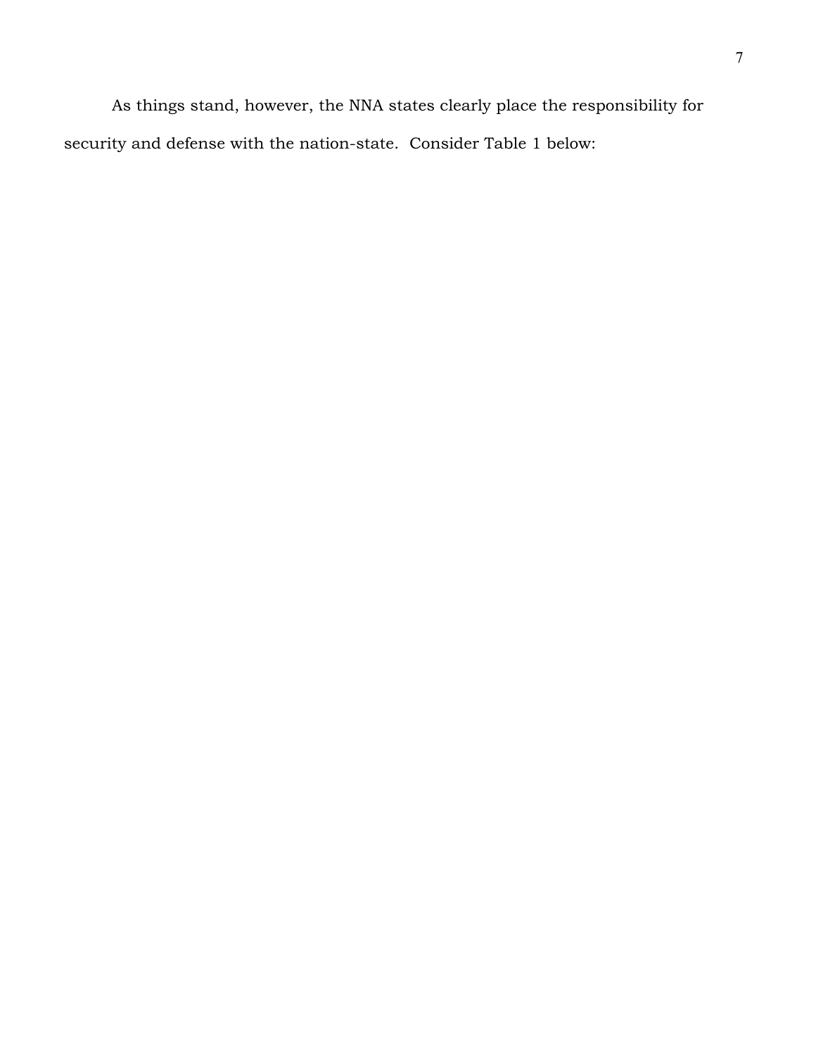As things stand, however, the NNA states clearly place the responsibility for security and defense with the nation-state. Consider Table 1 below: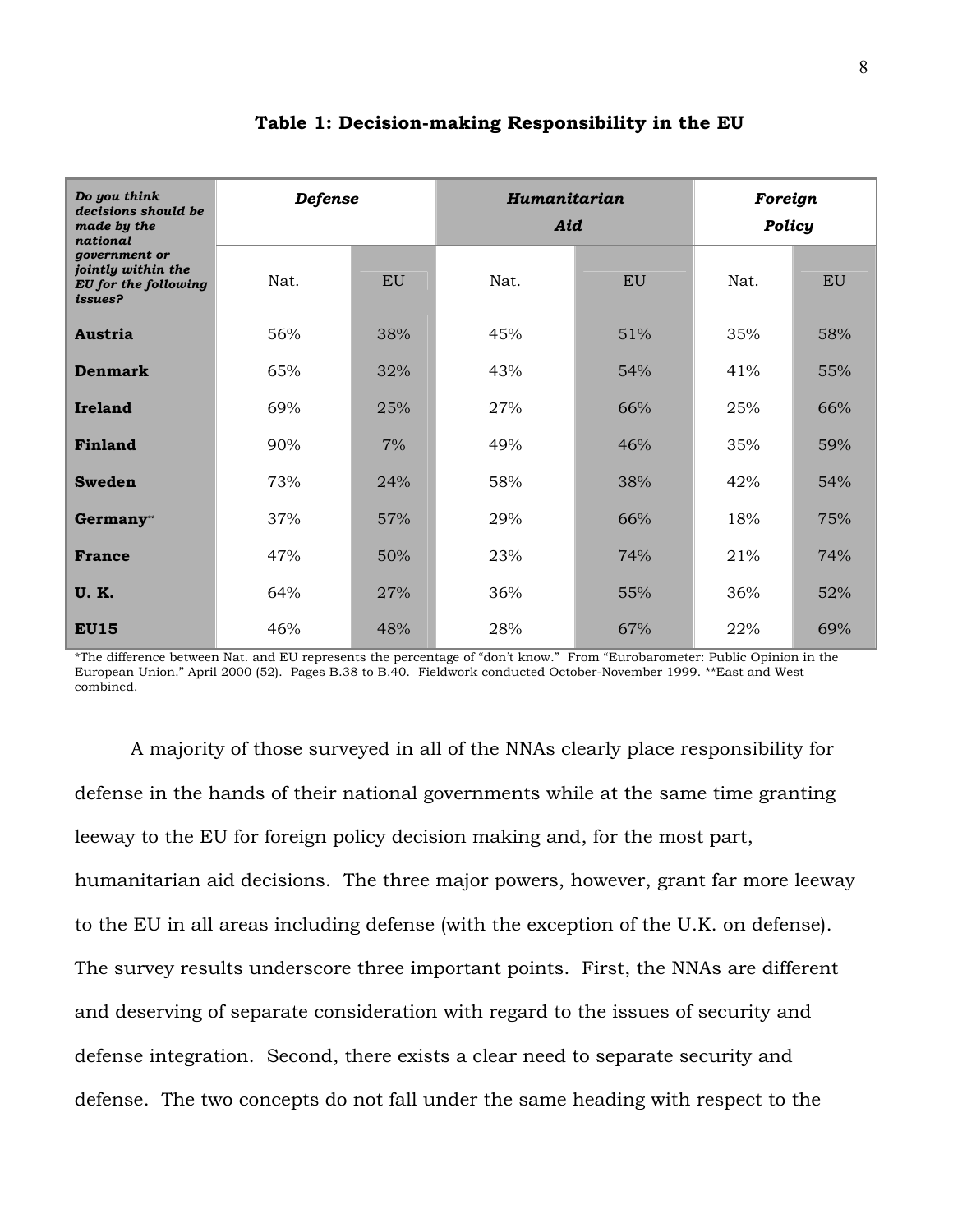**Table 1: Decision-making Responsibility in the EU**

| *Do you think decisions should be made by the national government or jointly within the EU for the following issues?* | *Defense* | | *Humanitarian Aid* | | *Foreign Policy* | |
|---|---|---|---|---|---|---|
| | Nat. | EU | Nat. | EU | Nat. | EU |
| **Austria** | 56% | 38% | 45% | 51% | 35% | 58% |
| **Denmark** | 65% | 32% | 43% | 54% | 41% | 55% |
| **Ireland** | 69% | 25% | 27% | 66% | 25% | 66% |
| **Finland** | 90% | 7% | 49% | 46% | 35% | 59% |
| **Sweden** | 73% | 24% | 58% | 38% | 42% | 54% |
| **Germany**** | 37% | 57% | 29% | 66% | 18% | 75% |
| **France** | 47% | 50% | 23% | 74% | 21% | 74% |
| **U. K.** | 64% | 27% | 36% | 55% | 36% | 52% |
| **EU15** | 46% | 48% | 28% | 67% | 22% | 69% |

*The difference between Nat. and EU represents the percentage of "don't know." From "Eurobarometer: Public Opinion in the European Union." April 2000 (52). Pages B.38 to B.40. Fieldwork conducted October-November 1999. **East and West combined.

A majority of those surveyed in all of the NNAs clearly place responsibility for defense in the hands of their national governments while at the same time granting leeway to the EU for foreign policy decision making and, for the most part, humanitarian aid decisions. The three major powers, however, grant far more leeway to the EU in all areas including defense (with the exception of the U.K. on defense). The survey results underscore three important points. First, the NNAs are different and deserving of separate consideration with regard to the issues of security and defense integration. Second, there exists a clear need to separate security and defense. The two concepts do not fall under the same heading with respect to the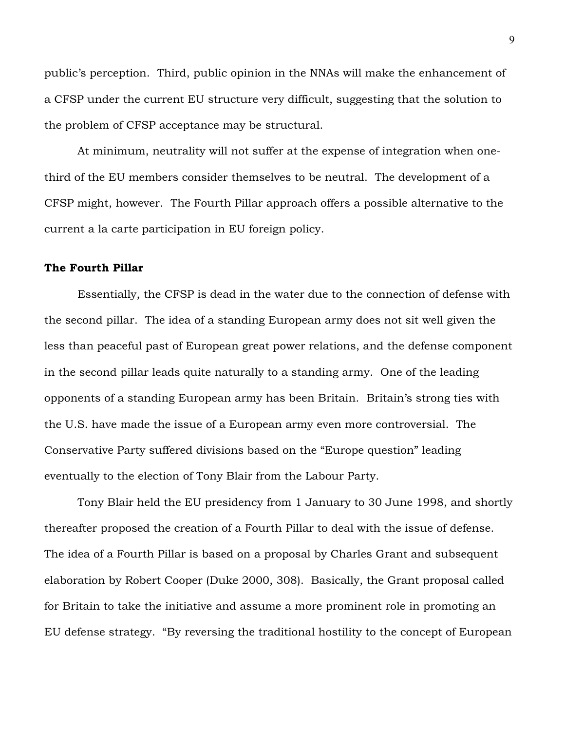public's perception. Third, public opinion in the NNAs will make the enhancement of a CFSP under the current EU structure very difficult, suggesting that the solution to the problem of CFSP acceptance may be structural.

At minimum, neutrality will not suffer at the expense of integration when one-third of the EU members consider themselves to be neutral. The development of a CFSP might, however. The Fourth Pillar approach offers a possible alternative to the current a la carte participation in EU foreign policy.

## The Fourth Pillar

Essentially, the CFSP is dead in the water due to the connection of defense with the second pillar. The idea of a standing European army does not sit well given the less than peaceful past of European great power relations, and the defense component in the second pillar leads quite naturally to a standing army. One of the leading opponents of a standing European army has been Britain. Britain's strong ties with the U.S. have made the issue of a European army even more controversial. The Conservative Party suffered divisions based on the "Europe question" leading eventually to the election of Tony Blair from the Labour Party.

Tony Blair held the EU presidency from 1 January to 30 June 1998, and shortly thereafter proposed the creation of a Fourth Pillar to deal with the issue of defense. The idea of a Fourth Pillar is based on a proposal by Charles Grant and subsequent elaboration by Robert Cooper (Duke 2000, 308). Basically, the Grant proposal called for Britain to take the initiative and assume a more prominent role in promoting an EU defense strategy. "By reversing the traditional hostility to the concept of European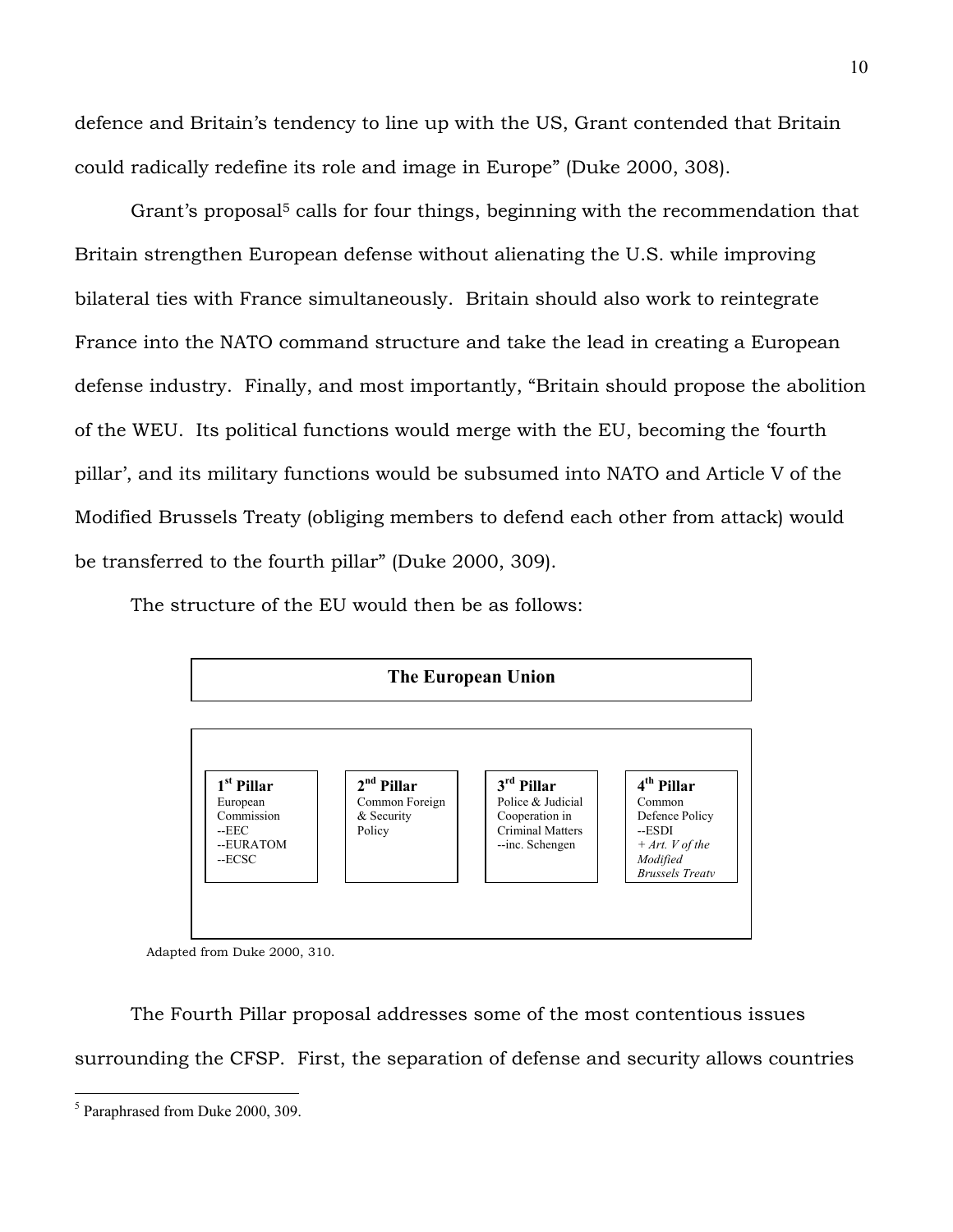defence and Britain's tendency to line up with the US, Grant contended that Britain could radically redefine its role and image in Europe" (Duke 2000, 308).

Grant's proposal[5] calls for four things, beginning with the recommendation that Britain strengthen European defense without alienating the U.S. while improving bilateral ties with France simultaneously. Britain should also work to reintegrate France into the NATO command structure and take the lead in creating a European defense industry. Finally, and most importantly, "Britain should propose the abolition of the WEU. Its political functions would merge with the EU, becoming the 'fourth pillar', and its military functions would be subsumed into NATO and Article V of the Modified Brussels Treaty (obliging members to defend each other from attack) would be transferred to the fourth pillar" (Duke 2000, 309).

The structure of the EU would then be as follows:

**The European Union**

| | | | |
|---|---|---|---|
| **1st Pillar**<br>European Commission<br>--EEC<br>--EURATOM<br>--ECSC | **2nd Pillar**<br>Common Foreign & Security Policy | **3rd Pillar**<br>Police & Judicial Cooperation in Criminal Matters<br>--inc. Schengen | **4th Pillar**<br>Common Defence Policy<br>--ESDI<br>*+ Art. V of the Modified Brussels Treaty* |

Adapted from Duke 2000, 310.

The Fourth Pillar proposal addresses some of the most contentious issues surrounding the CFSP. First, the separation of defense and security allows countries

[5] Paraphrased from Duke 2000, 309.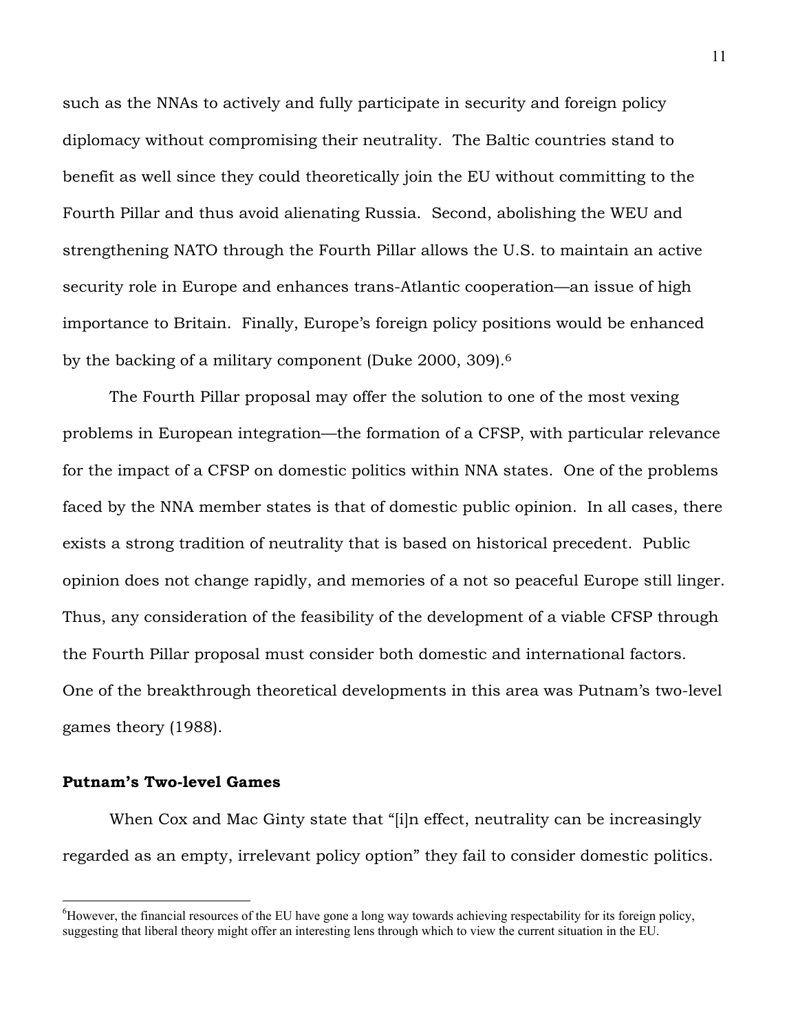such as the NNAs to actively and fully participate in security and foreign policy diplomacy without compromising their neutrality. The Baltic countries stand to benefit as well since they could theoretically join the EU without committing to the Fourth Pillar and thus avoid alienating Russia. Second, abolishing the WEU and strengthening NATO through the Fourth Pillar allows the U.S. to maintain an active security role in Europe and enhances trans-Atlantic cooperation—an issue of high importance to Britain. Finally, Europe's foreign policy positions would be enhanced by the backing of a military component (Duke 2000, 309).[6]

The Fourth Pillar proposal may offer the solution to one of the most vexing problems in European integration—the formation of a CFSP, with particular relevance for the impact of a CFSP on domestic politics within NNA states. One of the problems faced by the NNA member states is that of domestic public opinion. In all cases, there exists a strong tradition of neutrality that is based on historical precedent. Public opinion does not change rapidly, and memories of a not so peaceful Europe still linger. Thus, any consideration of the feasibility of the development of a viable CFSP through the Fourth Pillar proposal must consider both domestic and international factors. One of the breakthrough theoretical developments in this area was Putnam's two-level games theory (1988).

**Putnam's Two-level Games**

When Cox and Mac Ginty state that "[i]n effect, neutrality can be increasingly regarded as an empty, irrelevant policy option" they fail to consider domestic politics.

[6] However, the financial resources of the EU have gone a long way towards achieving respectability for its foreign policy, suggesting that liberal theory might offer an interesting lens through which to view the current situation in the EU.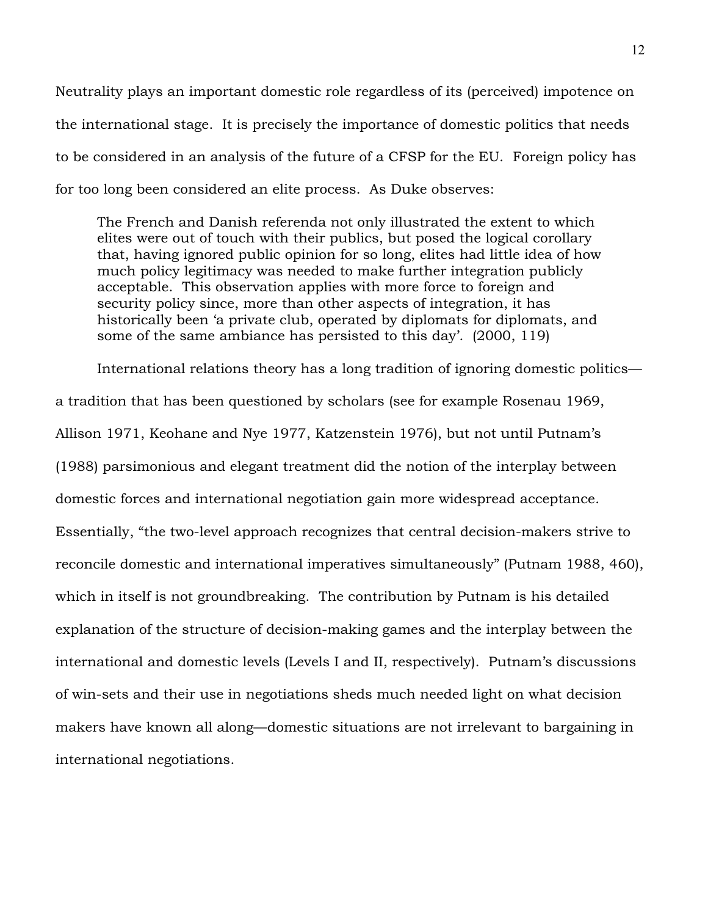Neutrality plays an important domestic role regardless of its (perceived) impotence on the international stage. It is precisely the importance of domestic politics that needs to be considered in an analysis of the future of a CFSP for the EU. Foreign policy has for too long been considered an elite process. As Duke observes:

> The French and Danish referenda not only illustrated the extent to which elites were out of touch with their publics, but posed the logical corollary that, having ignored public opinion for so long, elites had little idea of how much policy legitimacy was needed to make further integration publicly acceptable. This observation applies with more force to foreign and security policy since, more than other aspects of integration, it has historically been 'a private club, operated by diplomats for diplomats, and some of the same ambiance has persisted to this day'. (2000, 119)

International relations theory has a long tradition of ignoring domestic politics—a tradition that has been questioned by scholars (see for example Rosenau 1969, Allison 1971, Keohane and Nye 1977, Katzenstein 1976), but not until Putnam's (1988) parsimonious and elegant treatment did the notion of the interplay between domestic forces and international negotiation gain more widespread acceptance. Essentially, "the two-level approach recognizes that central decision-makers strive to reconcile domestic and international imperatives simultaneously" (Putnam 1988, 460), which in itself is not groundbreaking. The contribution by Putnam is his detailed explanation of the structure of decision-making games and the interplay between the international and domestic levels (Levels I and II, respectively). Putnam's discussions of win-sets and their use in negotiations sheds much needed light on what decision makers have known all along—domestic situations are not irrelevant to bargaining in international negotiations.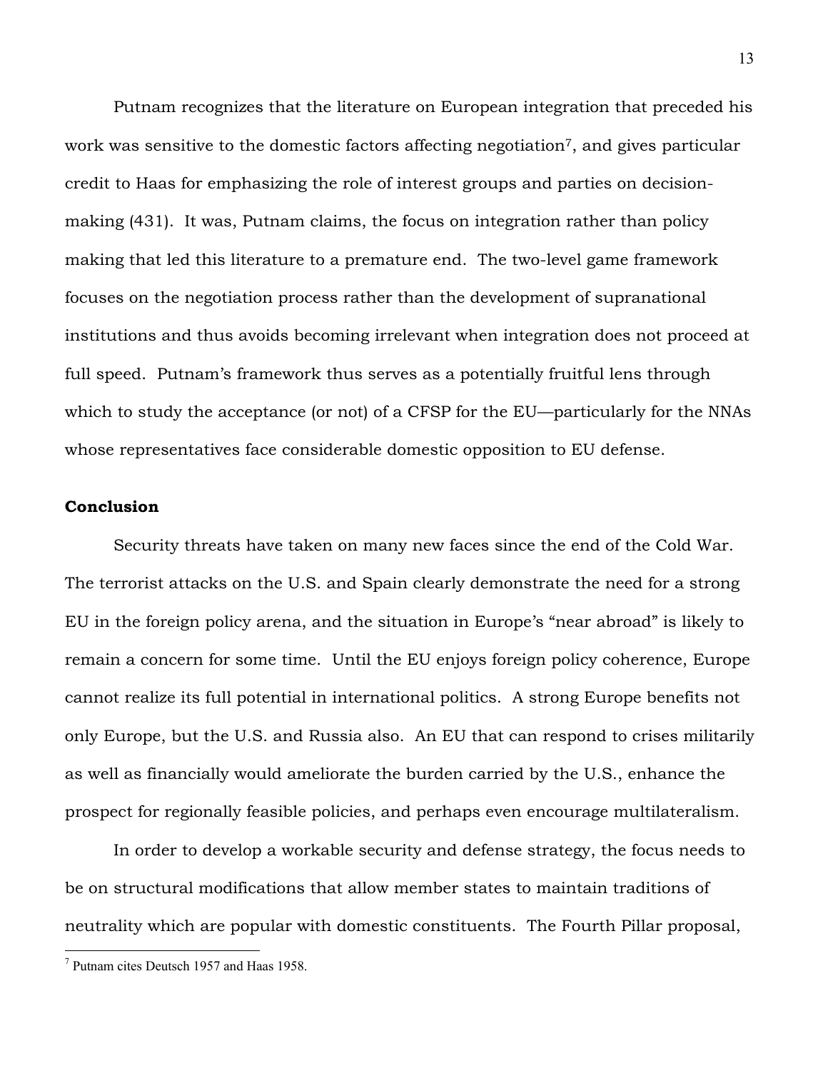Putnam recognizes that the literature on European integration that preceded his work was sensitive to the domestic factors affecting negotiation[7], and gives particular credit to Haas for emphasizing the role of interest groups and parties on decision-making (431). It was, Putnam claims, the focus on integration rather than policy making that led this literature to a premature end. The two-level game framework focuses on the negotiation process rather than the development of supranational institutions and thus avoids becoming irrelevant when integration does not proceed at full speed. Putnam's framework thus serves as a potentially fruitful lens through which to study the acceptance (or not) of a CFSP for the EU—particularly for the NNAs whose representatives face considerable domestic opposition to EU defense.

**Conclusion**

Security threats have taken on many new faces since the end of the Cold War. The terrorist attacks on the U.S. and Spain clearly demonstrate the need for a strong EU in the foreign policy arena, and the situation in Europe's "near abroad" is likely to remain a concern for some time. Until the EU enjoys foreign policy coherence, Europe cannot realize its full potential in international politics. A strong Europe benefits not only Europe, but the U.S. and Russia also. An EU that can respond to crises militarily as well as financially would ameliorate the burden carried by the U.S., enhance the prospect for regionally feasible policies, and perhaps even encourage multilateralism.

In order to develop a workable security and defense strategy, the focus needs to be on structural modifications that allow member states to maintain traditions of neutrality which are popular with domestic constituents. The Fourth Pillar proposal,

[7] Putnam cites Deutsch 1957 and Haas 1958.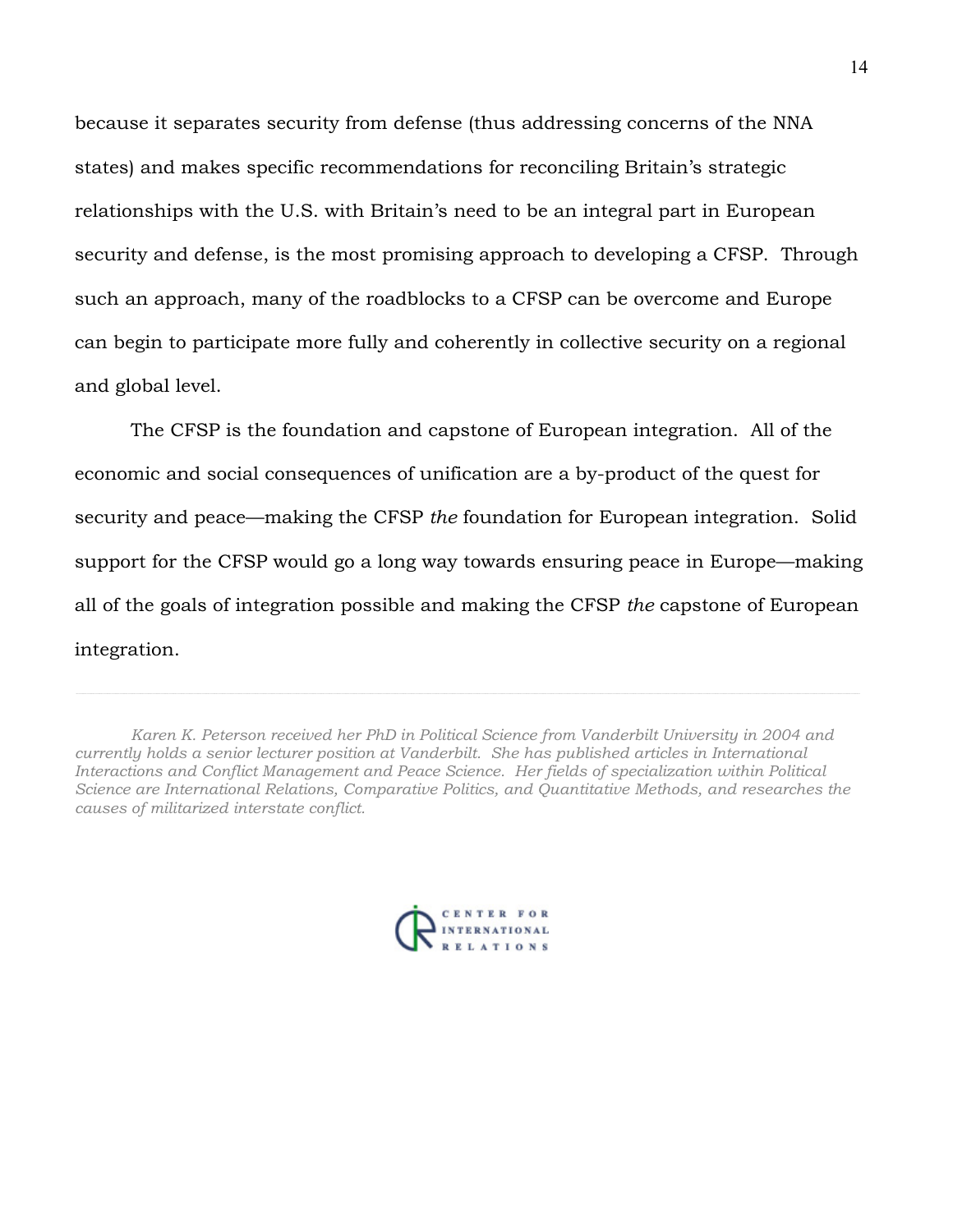because it separates security from defense (thus addressing concerns of the NNA states) and makes specific recommendations for reconciling Britain's strategic relationships with the U.S. with Britain's need to be an integral part in European security and defense, is the most promising approach to developing a CFSP. Through such an approach, many of the roadblocks to a CFSP can be overcome and Europe can begin to participate more fully and coherently in collective security on a regional and global level.

The CFSP is the foundation and capstone of European integration. All of the economic and social consequences of unification are a by-product of the quest for security and peace—making the CFSP *the* foundation for European integration. Solid support for the CFSP would go a long way towards ensuring peace in Europe—making all of the goals of integration possible and making the CFSP *the* capstone of European integration.

---

*Karen K. Peterson received her PhD in Political Science from Vanderbilt University in 2004 and currently holds a senior lecturer position at Vanderbilt. She has published articles in International Interactions and Conflict Management and Peace Science. Her fields of specialization within Political Science are International Relations, Comparative Politics, and Quantitative Methods, and researches the causes of militarized interstate conflict.*

CENTER FOR INTERNATIONAL RELATIONS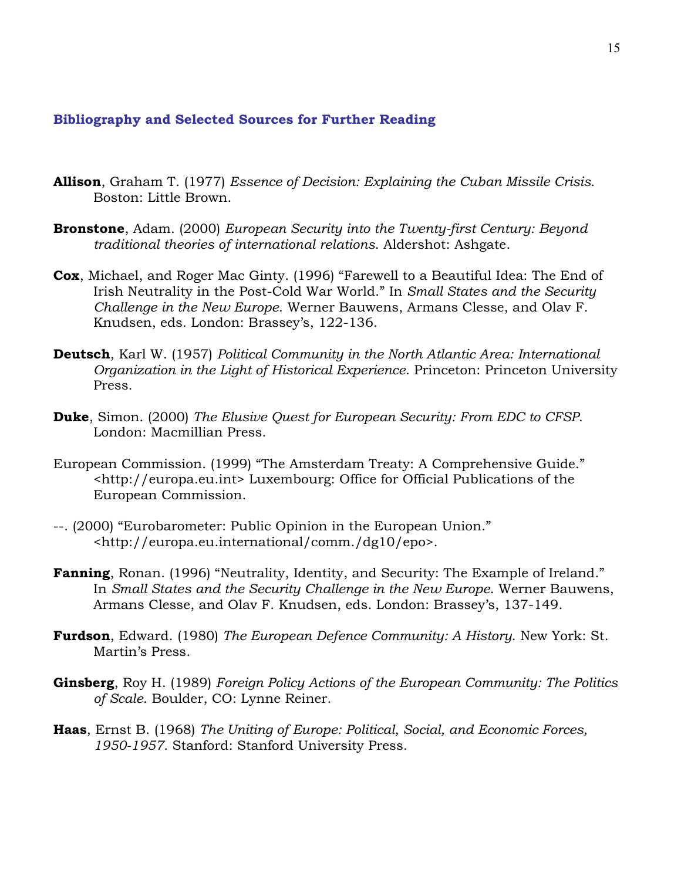## Bibliography and Selected Sources for Further Reading

**Allison**, Graham T. (1977) *Essence of Decision: Explaining the Cuban Missile Crisis*. Boston: Little Brown.

**Bronstone**, Adam. (2000) *European Security into the Twenty-first Century: Beyond traditional theories of international relations*. Aldershot: Ashgate.

**Cox**, Michael, and Roger Mac Ginty. (1996) "Farewell to a Beautiful Idea: The End of Irish Neutrality in the Post-Cold War World." In *Small States and the Security Challenge in the New Europe*. Werner Bauwens, Armans Clesse, and Olav F. Knudsen, eds. London: Brassey's, 122-136.

**Deutsch**, Karl W. (1957) *Political Community in the North Atlantic Area: International Organization in the Light of Historical Experience*. Princeton: Princeton University Press.

**Duke**, Simon. (2000) *The Elusive Quest for European Security: From EDC to CFSP*. London: Macmillian Press.

European Commission. (1999) "The Amsterdam Treaty: A Comprehensive Guide." <http://europa.eu.int> Luxembourg: Office for Official Publications of the European Commission.

--. (2000) "Eurobarometer: Public Opinion in the European Union." <http://europa.eu.international/comm./dg10/epo>.

**Fanning**, Ronan. (1996) "Neutrality, Identity, and Security: The Example of Ireland." In *Small States and the Security Challenge in the New Europe*. Werner Bauwens, Armans Clesse, and Olav F. Knudsen, eds. London: Brassey's, 137-149.

**Furdson**, Edward. (1980) *The European Defence Community: A History*. New York: St. Martin's Press.

**Ginsberg**, Roy H. (1989) *Foreign Policy Actions of the European Community: The Politics of Scale*. Boulder, CO: Lynne Reiner.

**Haas**, Ernst B. (1968) *The Uniting of Europe: Political, Social, and Economic Forces, 1950-1957*. Stanford: Stanford University Press.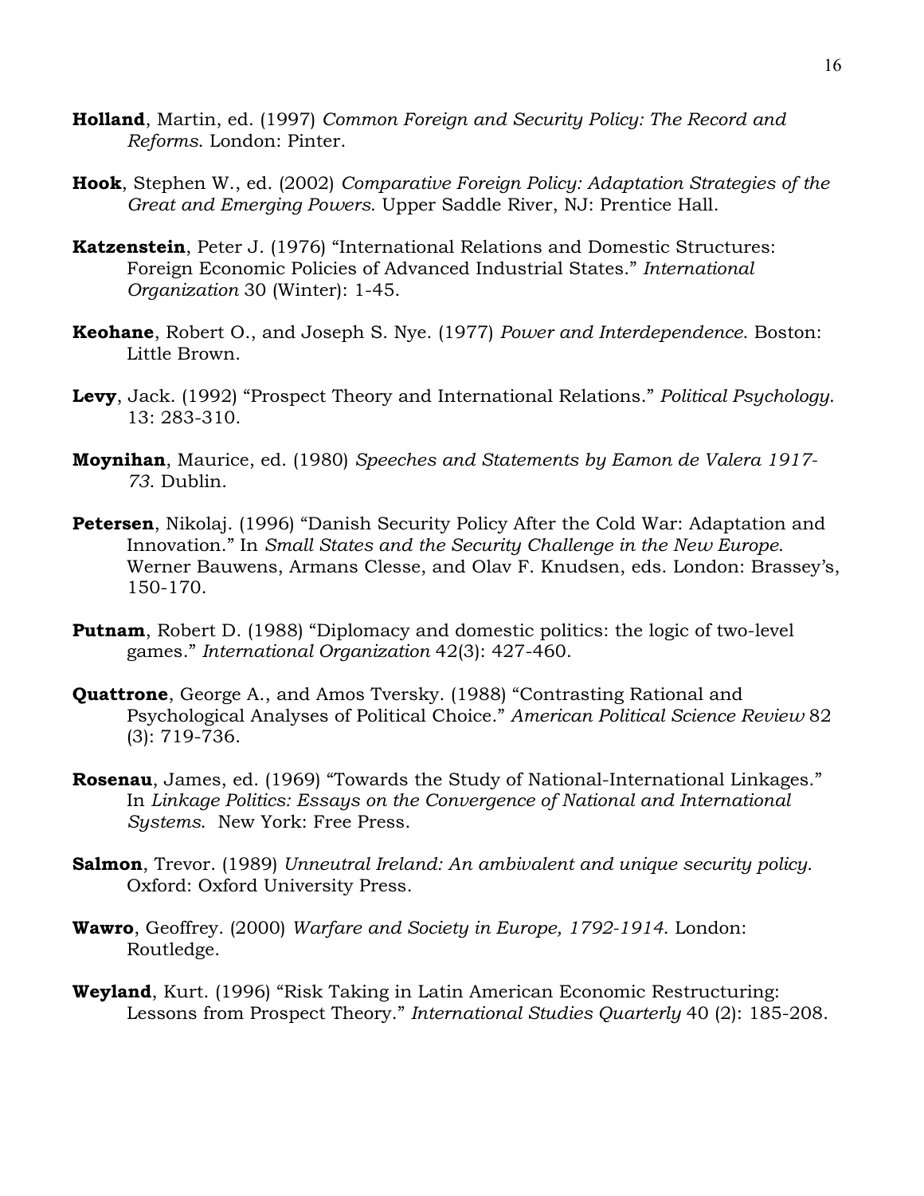**Holland**, Martin, ed. (1997) *Common Foreign and Security Policy: The Record and Reforms*. London: Pinter.

**Hook**, Stephen W., ed. (2002) *Comparative Foreign Policy: Adaptation Strategies of the Great and Emerging Powers*. Upper Saddle River, NJ: Prentice Hall.

**Katzenstein**, Peter J. (1976) "International Relations and Domestic Structures: Foreign Economic Policies of Advanced Industrial States." *International Organization* 30 (Winter): 1-45.

**Keohane**, Robert O., and Joseph S. Nye. (1977) *Power and Interdependence*. Boston: Little Brown.

**Levy**, Jack. (1992) "Prospect Theory and International Relations." *Political Psychology*. 13: 283-310.

**Moynihan**, Maurice, ed. (1980) *Speeches and Statements by Eamon de Valera 1917-73*. Dublin.

**Petersen**, Nikolaj. (1996) "Danish Security Policy After the Cold War: Adaptation and Innovation." In *Small States and the Security Challenge in the New Europe*. Werner Bauwens, Armans Clesse, and Olav F. Knudsen, eds. London: Brassey's, 150-170.

**Putnam**, Robert D. (1988) "Diplomacy and domestic politics: the logic of two-level games." *International Organization* 42(3): 427-460.

**Quattrone**, George A., and Amos Tversky. (1988) "Contrasting Rational and Psychological Analyses of Political Choice." *American Political Science Review* 82 (3): 719-736.

**Rosenau**, James, ed. (1969) "Towards the Study of National-International Linkages." In *Linkage Politics: Essays on the Convergence of National and International Systems*. New York: Free Press.

**Salmon**, Trevor. (1989) *Unneutral Ireland: An ambivalent and unique security policy*. Oxford: Oxford University Press.

**Wawro**, Geoffrey. (2000) *Warfare and Society in Europe, 1792-1914*. London: Routledge.

**Weyland**, Kurt. (1996) "Risk Taking in Latin American Economic Restructuring: Lessons from Prospect Theory." *International Studies Quarterly* 40 (2): 185-208.